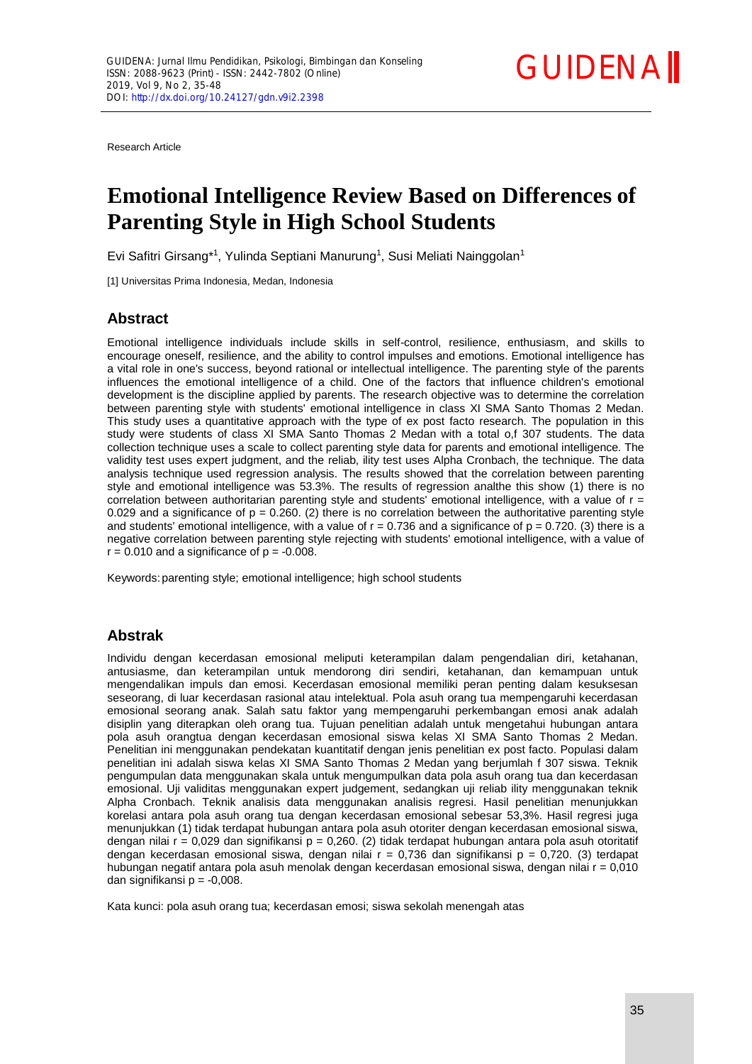Research Article

# Emotional Intelligence Review Based on Differences of Parenting Style in High School Students

Evi Safitri Girsang*[1], Yulinda Septiani Manurung[1], Susi Meliati Nainggolan[1]

[1] Universitas Prima Indonesia, Medan, Indonesia

## Abstract

Emotional intelligence individuals include skills in self-control, resilience, enthusiasm, and skills to encourage oneself, resilience, and the ability to control impulses and emotions. Emotional intelligence has a vital role in one's success, beyond rational or intellectual intelligence. The parenting style of the parents influences the emotional intelligence of a child. One of the factors that influence children's emotional development is the discipline applied by parents. The research objective was to determine the correlation between parenting style with students' emotional intelligence in class XI SMA Santo Thomas 2 Medan. This study uses a quantitative approach with the type of ex post facto research. The population in this study were students of class XI SMA Santo Thomas 2 Medan with a total o,f 307 students. The data collection technique uses a scale to collect parenting style data for parents and emotional intelligence. The validity test uses expert judgment, and the reliab, ility test uses Alpha Cronbach, the technique. The data analysis technique used regression analysis. The results showed that the correlation between parenting style and emotional intelligence was 53.3%. The results of regression analthe this show (1) there is no correlation between authoritarian parenting style and students' emotional intelligence, with a value of r = 0.029 and a significance of p = 0.260. (2) there is no correlation between the authoritative parenting style and students' emotional intelligence, with a value of r = 0.736 and a significance of p = 0.720. (3) there is a negative correlation between parenting style rejecting with students' emotional intelligence, with a value of r = 0.010 and a significance of p = -0.008.

Keywords: parenting style; emotional intelligence; high school students

## Abstrak

Individu dengan kecerdasan emosional meliputi keterampilan dalam pengendalian diri, ketahanan, antusiasme, dan keterampilan untuk mendorong diri sendiri, ketahanan, dan kemampuan untuk mengendalikan impuls dan emosi. Kecerdasan emosional memiliki peran penting dalam kesuksesan seseorang, di luar kecerdasan rasional atau intelektual. Pola asuh orang tua mempengaruhi kecerdasan emosional seorang anak. Salah satu faktor yang mempengaruhi perkembangan emosi anak adalah disiplin yang diterapkan oleh orang tua. Tujuan penelitian adalah untuk mengetahui hubungan antara pola asuh orangtua dengan kecerdasan emosional siswa kelas XI SMA Santo Thomas 2 Medan. Penelitian ini menggunakan pendekatan kuantitatif dengan jenis penelitian ex post facto. Populasi dalam penelitian ini adalah siswa kelas XI SMA Santo Thomas 2 Medan yang berjumlah f 307 siswa. Teknik pengumpulan data menggunakan skala untuk mengumpulkan data pola asuh orang tua dan kecerdasan emosional. Uji validitas menggunakan expert judgement, sedangkan uji reliab ility menggunakan teknik Alpha Cronbach. Teknik analisis data menggunakan analisis regresi. Hasil penelitian menunjukkan korelasi antara pola asuh orang tua dengan kecerdasan emosional sebesar 53,3%. Hasil regresi juga menunjukkan (1) tidak terdapat hubungan antara pola asuh otoriter dengan kecerdasan emosional siswa, dengan nilai r = 0,029 dan signifikansi p = 0,260. (2) tidak terdapat hubungan antara pola asuh otoritatif dengan kecerdasan emosional siswa, dengan nilai r = 0,736 dan signifikansi p = 0,720. (3) terdapat hubungan negatif antara pola asuh menolak dengan kecerdasan emosional siswa, dengan nilai r = 0,010 dan signifikansi p = -0,008.

Kata kunci: pola asuh orang tua; kecerdasan emosi; siswa sekolah menengah atas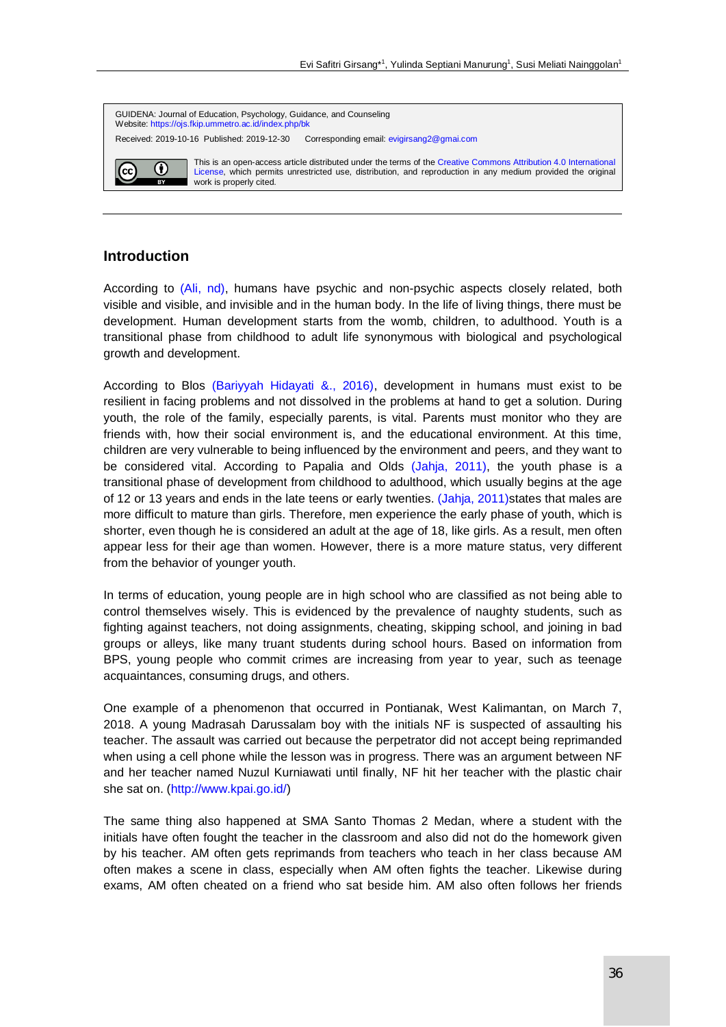GUIDENA: Journal of Education, Psychology, Guidance, and Counseling
Website: https://ojs.fkip.ummetro.ac.id/index.php/bk

Received: 2019-10-16 Published: 2019-12-30 Corresponding email: evigirsang2@gmai.com

This is an open-access article distributed under the terms of the Creative Commons Attribution 4.0 International License, which permits unrestricted use, distribution, and reproduction in any medium provided the original work is properly cited.

---

## Introduction

According to (Ali, nd), humans have psychic and non-psychic aspects closely related, both visible and visible, and invisible and in the human body. In the life of living things, there must be development. Human development starts from the womb, children, to adulthood. Youth is a transitional phase from childhood to adult life synonymous with biological and psychological growth and development.

According to Blos (Bariyyah Hidayati &., 2016), development in humans must exist to be resilient in facing problems and not dissolved in the problems at hand to get a solution. During youth, the role of the family, especially parents, is vital. Parents must monitor who they are friends with, how their social environment is, and the educational environment. At this time, children are very vulnerable to being influenced by the environment and peers, and they want to be considered vital. According to Papalia and Olds (Jahja, 2011), the youth phase is a transitional phase of development from childhood to adulthood, which usually begins at the age of 12 or 13 years and ends in the late teens or early twenties. (Jahja, 2011)states that males are more difficult to mature than girls. Therefore, men experience the early phase of youth, which is shorter, even though he is considered an adult at the age of 18, like girls. As a result, men often appear less for their age than women. However, there is a more mature status, very different from the behavior of younger youth.

In terms of education, young people are in high school who are classified as not being able to control themselves wisely. This is evidenced by the prevalence of naughty students, such as fighting against teachers, not doing assignments, cheating, skipping school, and joining in bad groups or alleys, like many truant students during school hours. Based on information from BPS, young people who commit crimes are increasing from year to year, such as teenage acquaintances, consuming drugs, and others.

One example of a phenomenon that occurred in Pontianak, West Kalimantan, on March 7, 2018. A young Madrasah Darussalam boy with the initials NF is suspected of assaulting his teacher. The assault was carried out because the perpetrator did not accept being reprimanded when using a cell phone while the lesson was in progress. There was an argument between NF and her teacher named Nuzul Kurniawati until finally, NF hit her teacher with the plastic chair she sat on. (http://www.kpai.go.id/)

The same thing also happened at SMA Santo Thomas 2 Medan, where a student with the initials have often fought the teacher in the classroom and also did not do the homework given by his teacher. AM often gets reprimands from teachers who teach in her class because AM often makes a scene in class, especially when AM often fights the teacher. Likewise during exams, AM often cheated on a friend who sat beside him. AM also often follows her friends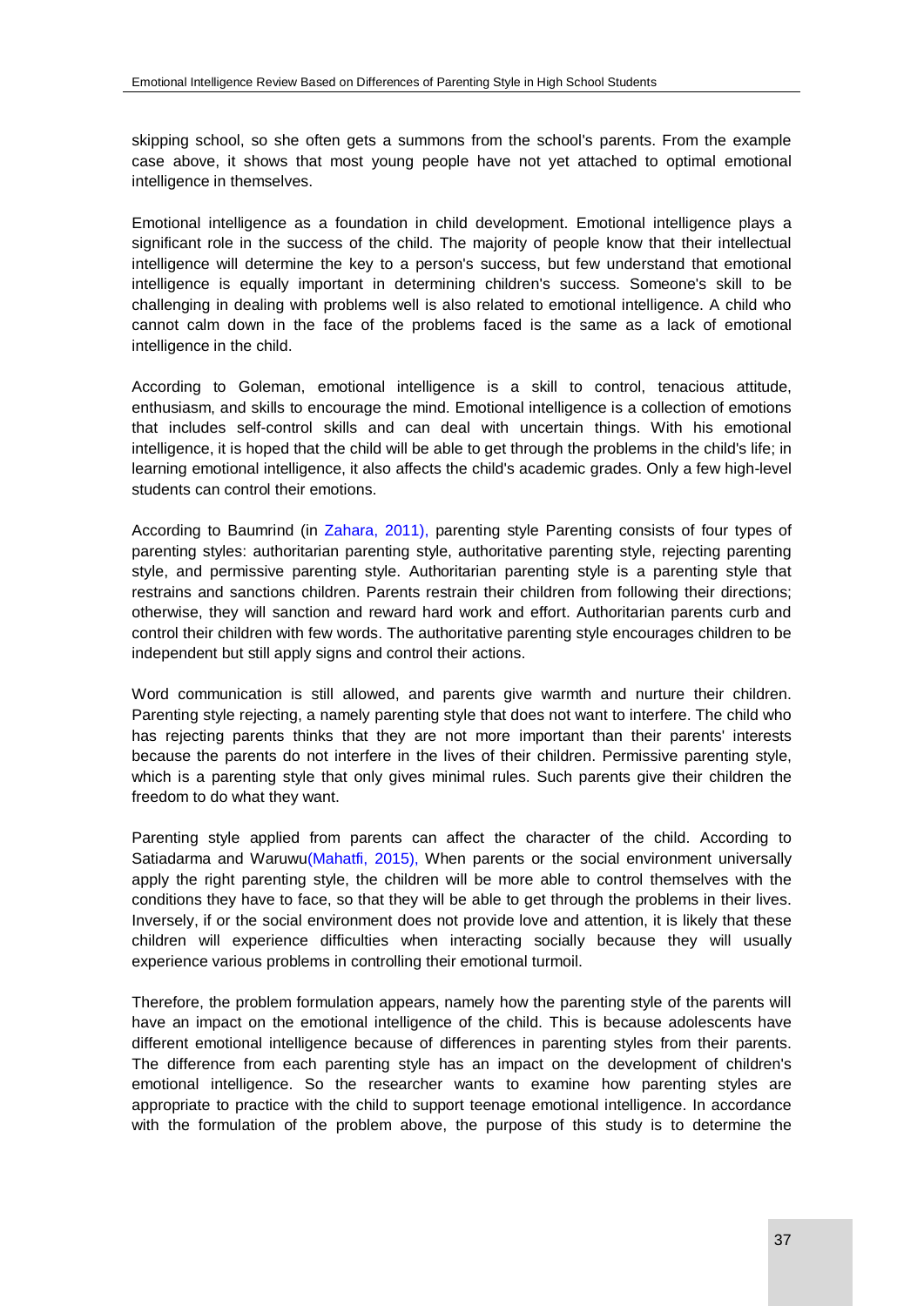skipping school, so she often gets a summons from the school's parents. From the example case above, it shows that most young people have not yet attached to optimal emotional intelligence in themselves.

Emotional intelligence as a foundation in child development. Emotional intelligence plays a significant role in the success of the child. The majority of people know that their intellectual intelligence will determine the key to a person's success, but few understand that emotional intelligence is equally important in determining children's success. Someone's skill to be challenging in dealing with problems well is also related to emotional intelligence. A child who cannot calm down in the face of the problems faced is the same as a lack of emotional intelligence in the child.

According to Goleman, emotional intelligence is a skill to control, tenacious attitude, enthusiasm, and skills to encourage the mind. Emotional intelligence is a collection of emotions that includes self-control skills and can deal with uncertain things. With his emotional intelligence, it is hoped that the child will be able to get through the problems in the child's life; in learning emotional intelligence, it also affects the child's academic grades. Only a few high-level students can control their emotions.

According to Baumrind (in Zahara, 2011), parenting style Parenting consists of four types of parenting styles: authoritarian parenting style, authoritative parenting style, rejecting parenting style, and permissive parenting style. Authoritarian parenting style is a parenting style that restrains and sanctions children. Parents restrain their children from following their directions; otherwise, they will sanction and reward hard work and effort. Authoritarian parents curb and control their children with few words. The authoritative parenting style encourages children to be independent but still apply signs and control their actions.

Word communication is still allowed, and parents give warmth and nurture their children. Parenting style rejecting, a namely parenting style that does not want to interfere. The child who has rejecting parents thinks that they are not more important than their parents' interests because the parents do not interfere in the lives of their children. Permissive parenting style, which is a parenting style that only gives minimal rules. Such parents give their children the freedom to do what they want.

Parenting style applied from parents can affect the character of the child. According to Satiadarma and Waruwu(Mahatfi, 2015), When parents or the social environment universally apply the right parenting style, the children will be more able to control themselves with the conditions they have to face, so that they will be able to get through the problems in their lives. Inversely, if or the social environment does not provide love and attention, it is likely that these children will experience difficulties when interacting socially because they will usually experience various problems in controlling their emotional turmoil.

Therefore, the problem formulation appears, namely how the parenting style of the parents will have an impact on the emotional intelligence of the child. This is because adolescents have different emotional intelligence because of differences in parenting styles from their parents. The difference from each parenting style has an impact on the development of children's emotional intelligence. So the researcher wants to examine how parenting styles are appropriate to practice with the child to support teenage emotional intelligence. In accordance with the formulation of the problem above, the purpose of this study is to determine the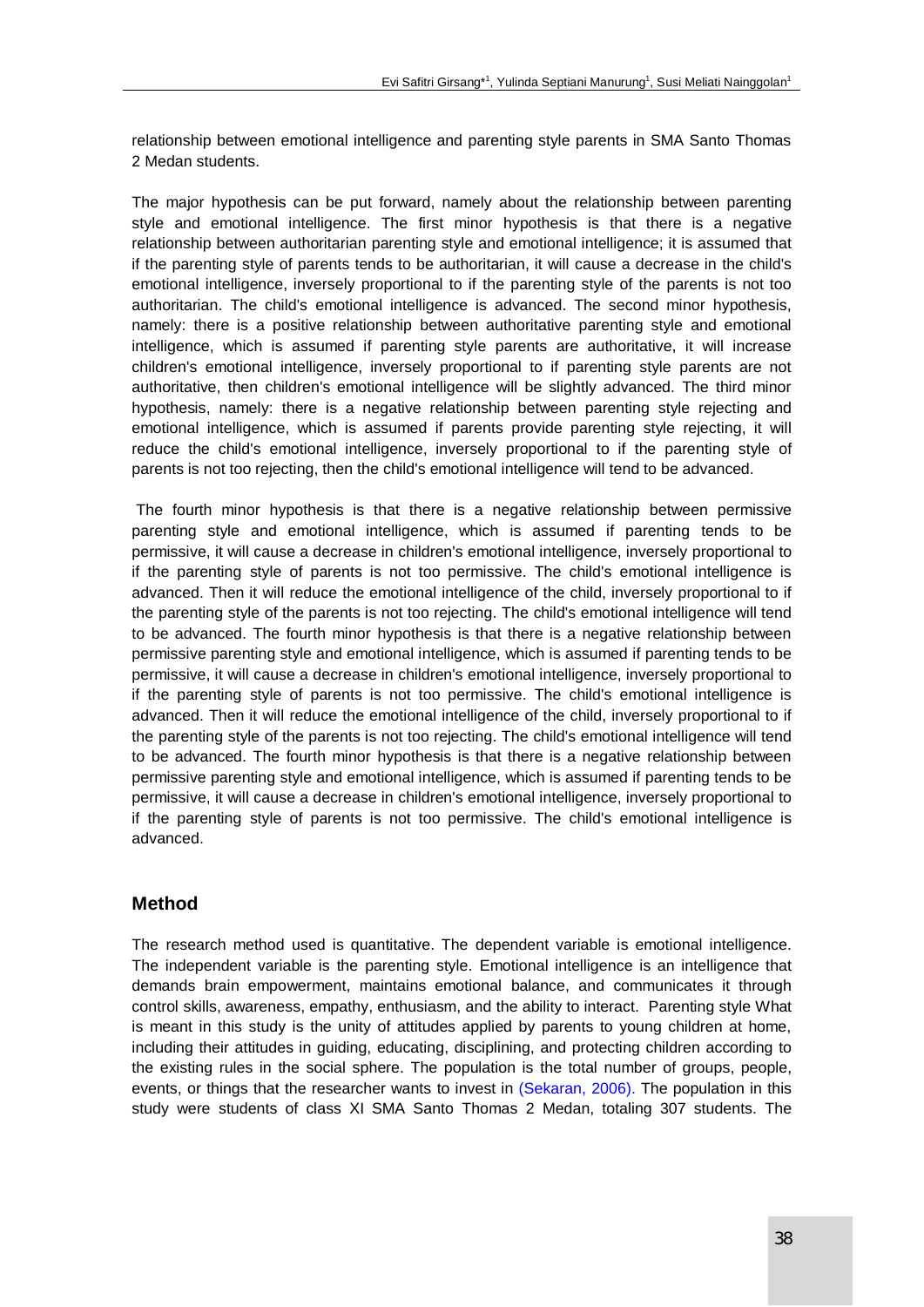relationship between emotional intelligence and parenting style parents in SMA Santo Thomas 2 Medan students.

The major hypothesis can be put forward, namely about the relationship between parenting style and emotional intelligence. The first minor hypothesis is that there is a negative relationship between authoritarian parenting style and emotional intelligence; it is assumed that if the parenting style of parents tends to be authoritarian, it will cause a decrease in the child's emotional intelligence, inversely proportional to if the parenting style of the parents is not too authoritarian. The child's emotional intelligence is advanced. The second minor hypothesis, namely: there is a positive relationship between authoritative parenting style and emotional intelligence, which is assumed if parenting style parents are authoritative, it will increase children's emotional intelligence, inversely proportional to if parenting style parents are not authoritative, then children's emotional intelligence will be slightly advanced. The third minor hypothesis, namely: there is a negative relationship between parenting style rejecting and emotional intelligence, which is assumed if parents provide parenting style rejecting, it will reduce the child's emotional intelligence, inversely proportional to if the parenting style of parents is not too rejecting, then the child's emotional intelligence will tend to be advanced.

The fourth minor hypothesis is that there is a negative relationship between permissive parenting style and emotional intelligence, which is assumed if parenting tends to be permissive, it will cause a decrease in children's emotional intelligence, inversely proportional to if the parenting style of parents is not too permissive. The child's emotional intelligence is advanced. Then it will reduce the emotional intelligence of the child, inversely proportional to if the parenting style of the parents is not too rejecting. The child's emotional intelligence will tend to be advanced. The fourth minor hypothesis is that there is a negative relationship between permissive parenting style and emotional intelligence, which is assumed if parenting tends to be permissive, it will cause a decrease in children's emotional intelligence, inversely proportional to if the parenting style of parents is not too permissive. The child's emotional intelligence is advanced. Then it will reduce the emotional intelligence of the child, inversely proportional to if the parenting style of the parents is not too rejecting. The child's emotional intelligence will tend to be advanced. The fourth minor hypothesis is that there is a negative relationship between permissive parenting style and emotional intelligence, which is assumed if parenting tends to be permissive, it will cause a decrease in children's emotional intelligence, inversely proportional to if the parenting style of parents is not too permissive. The child's emotional intelligence is advanced.

## Method

The research method used is quantitative. The dependent variable is emotional intelligence. The independent variable is the parenting style. Emotional intelligence is an intelligence that demands brain empowerment, maintains emotional balance, and communicates it through control skills, awareness, empathy, enthusiasm, and the ability to interact. Parenting style What is meant in this study is the unity of attitudes applied by parents to young children at home, including their attitudes in guiding, educating, disciplining, and protecting children according to the existing rules in the social sphere. The population is the total number of groups, people, events, or things that the researcher wants to invest in (Sekaran, 2006). The population in this study were students of class XI SMA Santo Thomas 2 Medan, totaling 307 students. The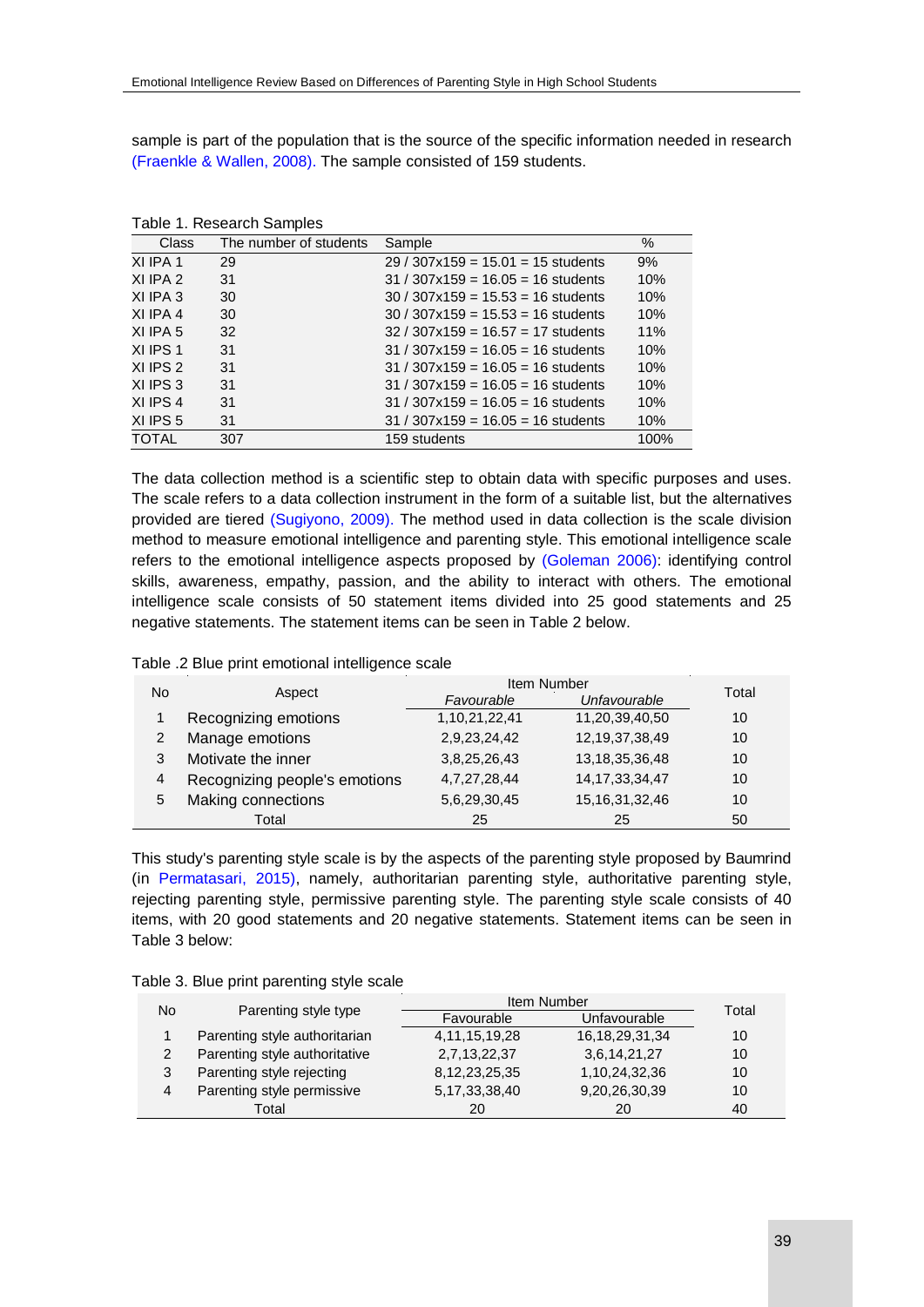sample is part of the population that is the source of the specific information needed in research (Fraenkle & Wallen, 2008). The sample consisted of 159 students.

Table 1. Research Samples

| Class | The number of students | Sample | % |
|---|---|---|---|
| XI IPA 1 | 29 | 29 / 307x159 = 15.01 = 15 students | 9% |
| XI IPA 2 | 31 | 31 / 307x159 = 16.05 = 16 students | 10% |
| XI IPA 3 | 30 | 30 / 307x159 = 15.53 = 16 students | 10% |
| XI IPA 4 | 30 | 30 / 307x159 = 15.53 = 16 students | 10% |
| XI IPA 5 | 32 | 32 / 307x159 = 16.57 = 17 students | 11% |
| XI IPS 1 | 31 | 31 / 307x159 = 16.05 = 16 students | 10% |
| XI IPS 2 | 31 | 31 / 307x159 = 16.05 = 16 students | 10% |
| XI IPS 3 | 31 | 31 / 307x159 = 16.05 = 16 students | 10% |
| XI IPS 4 | 31 | 31 / 307x159 = 16.05 = 16 students | 10% |
| XI IPS 5 | 31 | 31 / 307x159 = 16.05 = 16 students | 10% |
| TOTAL | 307 | 159 students | 100% |

The data collection method is a scientific step to obtain data with specific purposes and uses. The scale refers to a data collection instrument in the form of a suitable list, but the alternatives provided are tiered (Sugiyono, 2009). The method used in data collection is the scale division method to measure emotional intelligence and parenting style. This emotional intelligence scale refers to the emotional intelligence aspects proposed by (Goleman 2006): identifying control skills, awareness, empathy, passion, and the ability to interact with others. The emotional intelligence scale consists of 50 statement items divided into 25 good statements and 25 negative statements. The statement items can be seen in Table 2 below.

Table .2 Blue print emotional intelligence scale

| No | Aspect | Item Number | | Total |
|---|---|---|---|---|
| | | *Favourable* | *Unfavourable* | |
| 1 | Recognizing emotions | 1,10,21,22,41 | 11,20,39,40,50 | 10 |
| 2 | Manage emotions | 2,9,23,24,42 | 12,19,37,38,49 | 10 |
| 3 | Motivate the inner | 3,8,25,26,43 | 13,18,35,36,48 | 10 |
| 4 | Recognizing people's emotions | 4,7,27,28,44 | 14,17,33,34,47 | 10 |
| 5 | Making connections | 5,6,29,30,45 | 15,16,31,32,46 | 10 |
| | Total | 25 | 25 | 50 |

This study's parenting style scale is by the aspects of the parenting style proposed by Baumrind (in Permatasari, 2015), namely, authoritarian parenting style, authoritative parenting style, rejecting parenting style, permissive parenting style. The parenting style scale consists of 40 items, with 20 good statements and 20 negative statements. Statement items can be seen in Table 3 below:

Table 3. Blue print parenting style scale

| No | Parenting style type | Item Number | | Total |
|---|---|---|---|---|
| | | Favourable | Unfavourable | |
| 1 | Parenting style authoritarian | 4,11,15,19,28 | 16,18,29,31,34 | 10 |
| 2 | Parenting style authoritative | 2,7,13,22,37 | 3,6,14,21,27 | 10 |
| 3 | Parenting style rejecting | 8,12,23,25,35 | 1,10,24,32,36 | 10 |
| 4 | Parenting style permissive | 5,17,33,38,40 | 9,20,26,30,39 | 10 |
| | Total | 20 | 20 | 40 |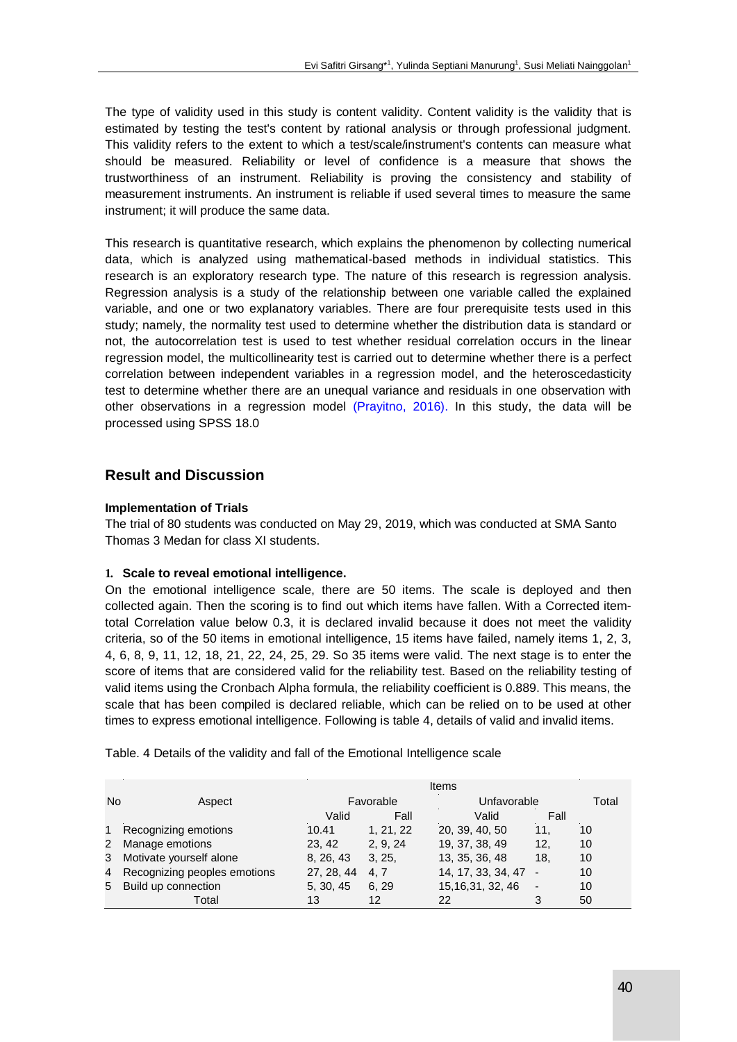The type of validity used in this study is content validity. Content validity is the validity that is estimated by testing the test's content by rational analysis or through professional judgment. This validity refers to the extent to which a test/scale/instrument's contents can measure what should be measured. Reliability or level of confidence is a measure that shows the trustworthiness of an instrument. Reliability is proving the consistency and stability of measurement instruments. An instrument is reliable if used several times to measure the same instrument; it will produce the same data.

This research is quantitative research, which explains the phenomenon by collecting numerical data, which is analyzed using mathematical-based methods in individual statistics. This research is an exploratory research type. The nature of this research is regression analysis. Regression analysis is a study of the relationship between one variable called the explained variable, and one or two explanatory variables. There are four prerequisite tests used in this study; namely, the normality test used to determine whether the distribution data is standard or not, the autocorrelation test is used to test whether residual correlation occurs in the linear regression model, the multicollinearity test is carried out to determine whether there is a perfect correlation between independent variables in a regression model, and the heteroscedasticity test to determine whether there are an unequal variance and residuals in one observation with other observations in a regression model (Prayitno, 2016). In this study, the data will be processed using SPSS 18.0

## Result and Discussion

### Implementation of Trials

The trial of 80 students was conducted on May 29, 2019, which was conducted at SMA Santo Thomas 3 Medan for class XI students.

**1. Scale to reveal emotional intelligence.**

On the emotional intelligence scale, there are 50 items. The scale is deployed and then collected again. Then the scoring is to find out which items have fallen. With a Corrected item-total Correlation value below 0.3, it is declared invalid because it does not meet the validity criteria, so of the 50 items in emotional intelligence, 15 items have failed, namely items 1, 2, 3, 4, 6, 8, 9, 11, 12, 18, 21, 22, 24, 25, 29. So 35 items were valid. The next stage is to enter the score of items that are considered valid for the reliability test. Based on the reliability testing of valid items using the Cronbach Alpha formula, the reliability coefficient is 0.889. This means, the scale that has been compiled is declared reliable, which can be relied on to be used at other times to express emotional intelligence. Following is table 4, details of valid and invalid items.

Table. 4 Details of the validity and fall of the Emotional Intelligence scale

| No | Aspect | Items | | | | Total |
|---|---|---|---|---|---|---|
| | | Favorable | | Unfavorable | | |
| | | Valid | Fall | Valid | Fall | |
| 1 | Recognizing emotions | 10.41 | 1, 21, 22 | 20, 39, 40, 50 | 11, | 10 |
| 2 | Manage emotions | 23, 42 | 2, 9, 24 | 19, 37, 38, 49 | 12, | 10 |
| 3 | Motivate yourself alone | 8, 26, 43 | 3, 25, | 13, 35, 36, 48 | 18, | 10 |
| 4 | Recognizing peoples emotions | 27, 28, 44 | 4, 7 | 14, 17, 33, 34, 47 | - | 10 |
| 5 | Build up connection | 5, 30, 45 | 6, 29 | 15,16,31, 32, 46 | - | 10 |
| | Total | 13 | 12 | 22 | 3 | 50 |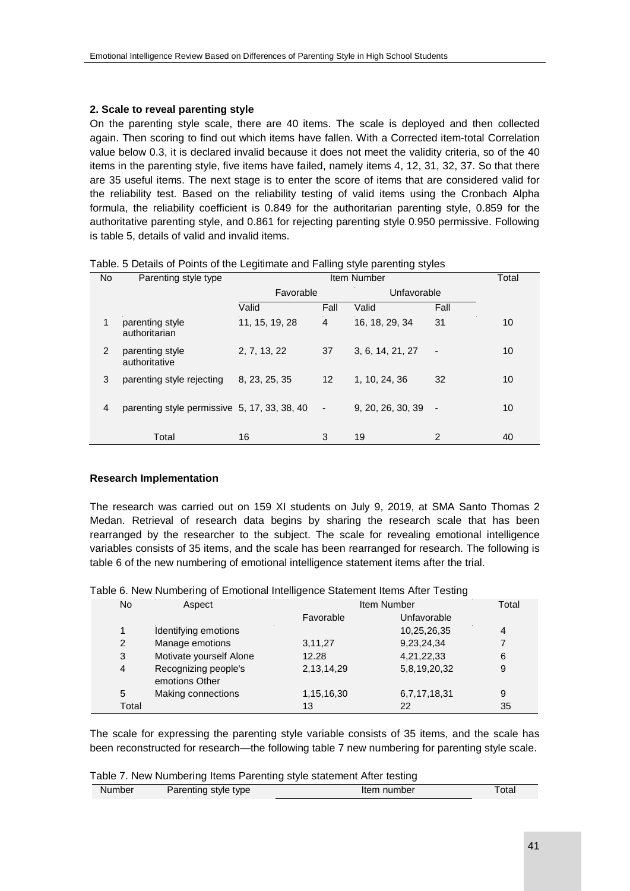**2. Scale to reveal parenting style**

On the parenting style scale, there are 40 items. The scale is deployed and then collected again. Then scoring to find out which items have fallen. With a Corrected item-total Correlation value below 0.3, it is declared invalid because it does not meet the validity criteria, so of the 40 items in the parenting style, five items have failed, namely items 4, 12, 31, 32, 37. So that there are 35 useful items. The next stage is to enter the score of items that are considered valid for the reliability test. Based on the reliability testing of valid items using the Cronbach Alpha formula, the reliability coefficient is 0.849 for the authoritarian parenting style, 0.859 for the authoritative parenting style, and 0.861 for rejecting parenting style 0.950 permissive. Following is table 5, details of valid and invalid items.

Table. 5 Details of Points of the Legitimate and Falling style parenting styles

| No | Parenting style type | Item Number | | | | Total |
|---|---|---|---|---|---|---|
| | | Favorable | | Unfavorable | | |
| | | Valid | Fall | Valid | Fall | |
| 1 | parenting style authoritarian | 11, 15, 19, 28 | 4 | 16, 18, 29, 34 | 31 | 10 |
| 2 | parenting style authoritative | 2, 7, 13, 22 | 37 | 3, 6, 14, 21, 27 | - | 10 |
| 3 | parenting style rejecting | 8, 23, 25, 35 | 12 | 1, 10, 24, 36 | 32 | 10 |
| 4 | parenting style permissive | 5, 17, 33, 38, 40 | - | 9, 20, 26, 30, 39 | - | 10 |
| | Total | 16 | 3 | 19 | 2 | 40 |

**Research Implementation**

The research was carried out on 159 XI students on July 9, 2019, at SMA Santo Thomas 2 Medan. Retrieval of research data begins by sharing the research scale that has been rearranged by the researcher to the subject. The scale for revealing emotional intelligence variables consists of 35 items, and the scale has been rearranged for research. The following is table 6 of the new numbering of emotional intelligence statement items after the trial.

Table 6. New Numbering of Emotional Intelligence Statement Items After Testing

| No | Aspect | Item Number | | Total |
|---|---|---|---|---|
| | | Favorable | Unfavorable | |
| 1 | Identifying emotions | | 10,25,26,35 | 4 |
| 2 | Manage emotions | 3,11,27 | 9,23,24,34 | 7 |
| 3 | Motivate yourself Alone | 12.28 | 4,21,22,33 | 6 |
| 4 | Recognizing people's emotions Other | 2,13,14,29 | 5,8,19,20,32 | 9 |
| 5 | Making connections | 1,15,16,30 | 6,7,17,18,31 | 9 |
| Total | | 13 | 22 | 35 |

The scale for expressing the parenting style variable consists of 35 items, and the scale has been reconstructed for research—the following table 7 new numbering for parenting style scale.

Table 7. New Numbering Items Parenting style statement After testing

| Number | Parenting style type | Item number | Total |
|---|---|---|---|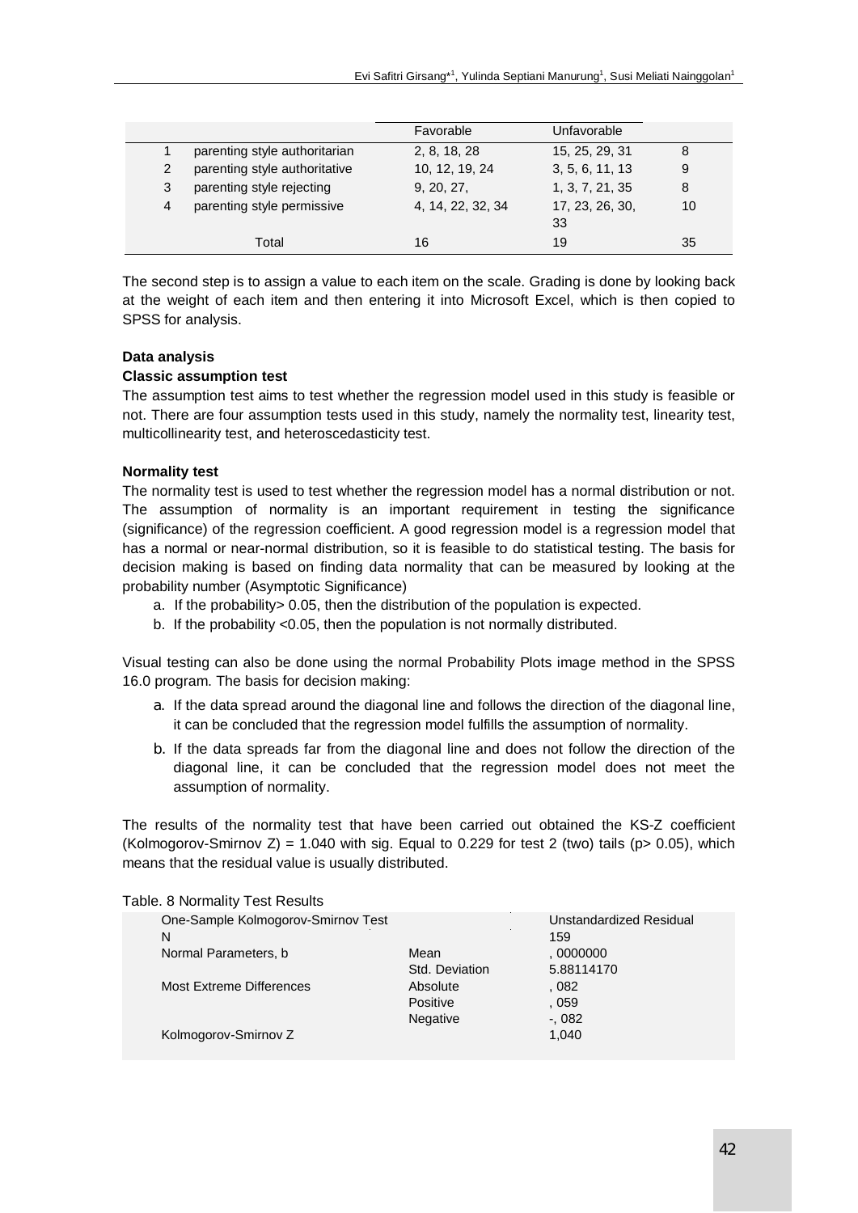| | | Favorable | Unfavorable | |
|---|---|---|---|---|
| 1 | parenting style authoritarian | 2, 8, 18, 28 | 15, 25, 29, 31 | 8 |
| 2 | parenting style authoritative | 10, 12, 19, 24 | 3, 5, 6, 11, 13 | 9 |
| 3 | parenting style rejecting | 9, 20, 27, | 1, 3, 7, 21, 35 | 8 |
| 4 | parenting style permissive | 4, 14, 22, 32, 34 | 17, 23, 26, 30, 33 | 10 |
| | Total | 16 | 19 | 35 |

The second step is to assign a value to each item on the scale. Grading is done by looking back at the weight of each item and then entering it into Microsoft Excel, which is then copied to SPSS for analysis.

**Data analysis**

**Classic assumption test**

The assumption test aims to test whether the regression model used in this study is feasible or not. There are four assumption tests used in this study, namely the normality test, linearity test, multicollinearity test, and heteroscedasticity test.

**Normality test**

The normality test is used to test whether the regression model has a normal distribution or not. The assumption of normality is an important requirement in testing the significance (significance) of the regression coefficient. A good regression model is a regression model that has a normal or near-normal distribution, so it is feasible to do statistical testing. The basis for decision making is based on finding data normality that can be measured by looking at the probability number (Asymptotic Significance)

a. If the probability> 0.05, then the distribution of the population is expected.
b. If the probability <0.05, then the population is not normally distributed.

Visual testing can also be done using the normal Probability Plots image method in the SPSS 16.0 program. The basis for decision making:

a. If the data spread around the diagonal line and follows the direction of the diagonal line, it can be concluded that the regression model fulfills the assumption of normality.
b. If the data spreads far from the diagonal line and does not follow the direction of the diagonal line, it can be concluded that the regression model does not meet the assumption of normality.

The results of the normality test that have been carried out obtained the KS-Z coefficient (Kolmogorov-Smirnov Z) = 1.040 with sig. Equal to 0.229 for test 2 (two) tails (p> 0.05), which means that the residual value is usually distributed.

Table. 8 Normality Test Results

| One-Sample Kolmogorov-Smirnov Test | | Unstandardized Residual |
|---|---|---|
| N | | 159 |
| Normal Parameters, b | Mean | , 0000000 |
| | Std. Deviation | 5.88114170 |
| Most Extreme Differences | Absolute | , 082 |
| | Positive | , 059 |
| | Negative | -, 082 |
| Kolmogorov-Smirnov Z | | 1,040 |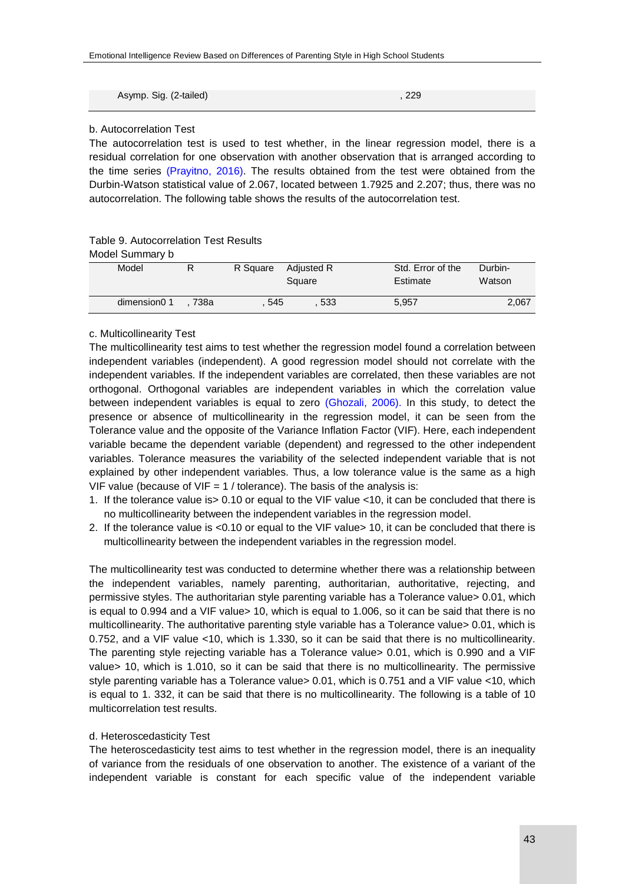| Asymp. Sig. (2-tailed) | , 229 |
|---|---|

b. Autocorrelation Test

The autocorrelation test is used to test whether, in the linear regression model, there is a residual correlation for one observation with another observation that is arranged according to the time series (Prayitno, 2016). The results obtained from the test were obtained from the Durbin-Watson statistical value of 2.067, located between 1.7925 and 2.207; thus, there was no autocorrelation. The following table shows the results of the autocorrelation test.

Table 9. Autocorrelation Test Results

Model Summary b

| Model | R | R Square | Adjusted R Square | Std. Error of the Estimate | Durbin-Watson |
|---|---|---|---|---|---|
| dimension0 1 | , 738a | , 545 | , 533 | 5,957 | 2,067 |

c. Multicollinearity Test

The multicollinearity test aims to test whether the regression model found a correlation between independent variables (independent). A good regression model should not correlate with the independent variables. If the independent variables are correlated, then these variables are not orthogonal. Orthogonal variables are independent variables in which the correlation value between independent variables is equal to zero (Ghozali, 2006). In this study, to detect the presence or absence of multicollinearity in the regression model, it can be seen from the Tolerance value and the opposite of the Variance Inflation Factor (VIF). Here, each independent variable became the dependent variable (dependent) and regressed to the other independent variables. Tolerance measures the variability of the selected independent variable that is not explained by other independent variables. Thus, a low tolerance value is the same as a high VIF value (because of VIF = 1 / tolerance). The basis of the analysis is:

1. If the tolerance value is> 0.10 or equal to the VIF value <10, it can be concluded that there is no multicollinearity between the independent variables in the regression model.
2. If the tolerance value is <0.10 or equal to the VIF value> 10, it can be concluded that there is multicollinearity between the independent variables in the regression model.

The multicollinearity test was conducted to determine whether there was a relationship between the independent variables, namely parenting, authoritarian, authoritative, rejecting, and permissive styles. The authoritarian style parenting variable has a Tolerance value> 0.01, which is equal to 0.994 and a VIF value> 10, which is equal to 1.006, so it can be said that there is no multicollinearity. The authoritative parenting style variable has a Tolerance value> 0.01, which is 0.752, and a VIF value <10, which is 1.330, so it can be said that there is no multicollinearity. The parenting style rejecting variable has a Tolerance value> 0.01, which is 0.990 and a VIF value> 10, which is 1.010, so it can be said that there is no multicollinearity. The permissive style parenting variable has a Tolerance value> 0.01, which is 0.751 and a VIF value <10, which is equal to 1. 332, it can be said that there is no multicollinearity. The following is a table of 10 multicorrelation test results.

d. Heteroscedasticity Test

The heteroscedasticity test aims to test whether in the regression model, there is an inequality of variance from the residuals of one observation to another. The existence of a variant of the independent variable is constant for each specific value of the independent variable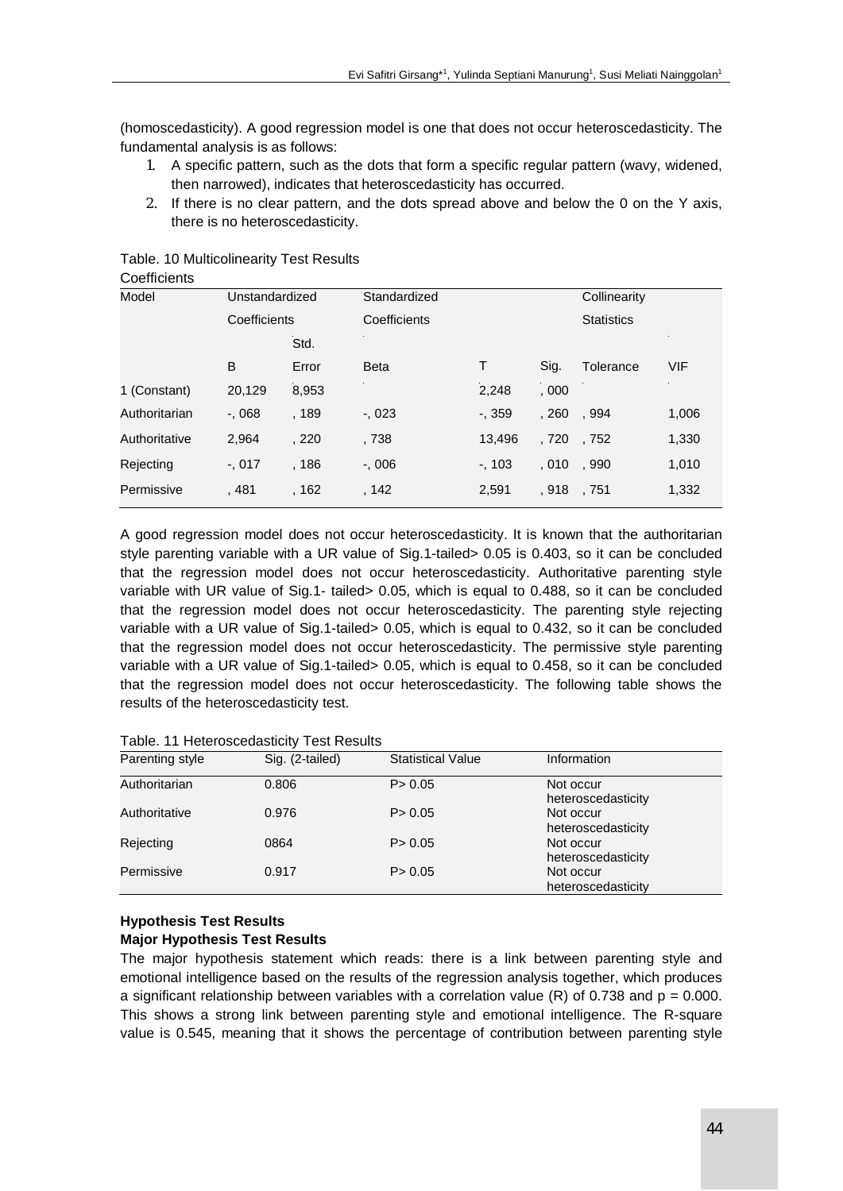(homoscedasticity). A good regression model is one that does not occur heteroscedasticity. The fundamental analysis is as follows:

1. A specific pattern, such as the dots that form a specific regular pattern (wavy, widened, then narrowed), indicates that heteroscedasticity has occurred.
2. If there is no clear pattern, and the dots spread above and below the 0 on the Y axis, there is no heteroscedasticity.

Table. 10 Multicolinearity Test Results

Coefficients

| Model | Unstandardized Coefficients | | Standardized Coefficients | | | Collinearity Statistics | |
|---|---|---|---|---|---|---|---|
| | B | Std. Error | Beta | T | Sig. | Tolerance | VIF |
| 1 (Constant) | 20,129 | 8,953 | | 2,248 | , 000 | | |
| Authoritarian | -, 068 | , 189 | -, 023 | -, 359 | , 260 | , 994 | 1,006 |
| Authoritative | 2,964 | , 220 | , 738 | 13,496 | , 720 | , 752 | 1,330 |
| Rejecting | -, 017 | , 186 | -, 006 | -, 103 | , 010 | , 990 | 1,010 |
| Permissive | , 481 | , 162 | , 142 | 2,591 | , 918 | , 751 | 1,332 |

A good regression model does not occur heteroscedasticity. It is known that the authoritarian style parenting variable with a UR value of Sig.1-tailed> 0.05 is 0.403, so it can be concluded that the regression model does not occur heteroscedasticity. Authoritative parenting style variable with UR value of Sig.1- tailed> 0.05, which is equal to 0.488, so it can be concluded that the regression model does not occur heteroscedasticity. The parenting style rejecting variable with a UR value of Sig.1-tailed> 0.05, which is equal to 0.432, so it can be concluded that the regression model does not occur heteroscedasticity. The permissive style parenting variable with a UR value of Sig.1-tailed> 0.05, which is equal to 0.458, so it can be concluded that the regression model does not occur heteroscedasticity. The following table shows the results of the heteroscedasticity test.

Table. 11 Heteroscedasticity Test Results

| Parenting style | Sig. (2-tailed) | Statistical Value | Information |
|---|---|---|---|
| Authoritarian | 0.806 | P> 0.05 | Not occur heteroscedasticity |
| Authoritative | 0.976 | P> 0.05 | Not occur heteroscedasticity |
| Rejecting | 0864 | P> 0.05 | Not occur heteroscedasticity |
| Permissive | 0.917 | P> 0.05 | Not occur heteroscedasticity |

**Hypothesis Test Results**

**Major Hypothesis Test Results**

The major hypothesis statement which reads: there is a link between parenting style and emotional intelligence based on the results of the regression analysis together, which produces a significant relationship between variables with a correlation value (R) of 0.738 and $p = 0.000$. This shows a strong link between parenting style and emotional intelligence. The R-square value is 0.545, meaning that it shows the percentage of contribution between parenting style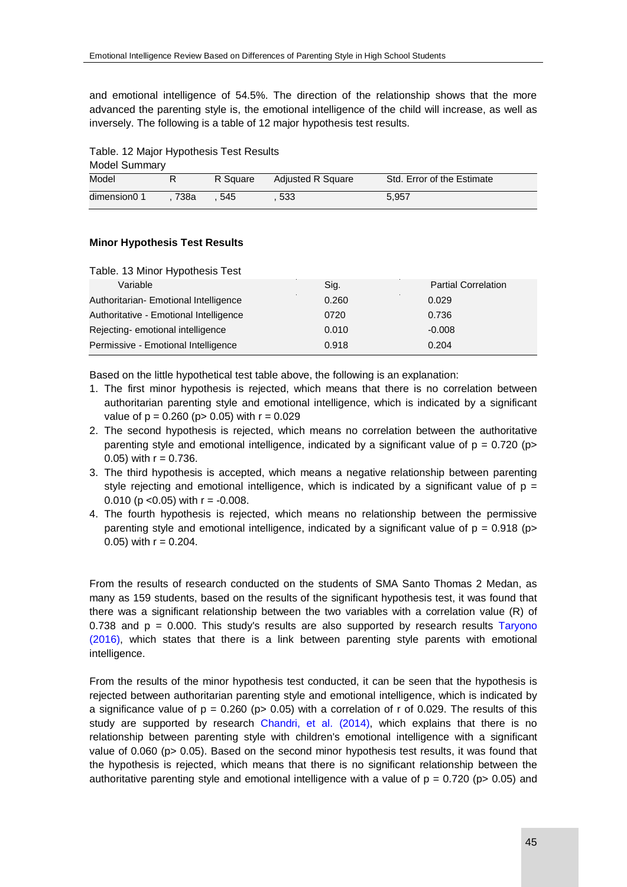and emotional intelligence of 54.5%. The direction of the relationship shows that the more advanced the parenting style is, the emotional intelligence of the child will increase, as well as inversely. The following is a table of 12 major hypothesis test results.

Table. 12 Major Hypothesis Test Results

Model Summary

| Model | R | R Square | Adjusted R Square | Std. Error of the Estimate |
|---|---|---|---|---|
| dimension0 1 | , 738a | , 545 | , 533 | 5,957 |

**Minor Hypothesis Test Results**

Table. 13 Minor Hypothesis Test

| Variable | Sig. | Partial Correlation |
|---|---|---|
| Authoritarian- Emotional Intelligence | 0.260 | 0.029 |
| Authoritative - Emotional Intelligence | 0720 | 0.736 |
| Rejecting- emotional intelligence | 0.010 | -0.008 |
| Permissive - Emotional Intelligence | 0.918 | 0.204 |

Based on the little hypothetical test table above, the following is an explanation:

1. The first minor hypothesis is rejected, which means that there is no correlation between authoritarian parenting style and emotional intelligence, which is indicated by a significant value of $p = 0.260$ ($p > 0.05$) with $r = 0.029$
2. The second hypothesis is rejected, which means no correlation between the authoritative parenting style and emotional intelligence, indicated by a significant value of $p = 0.720$ ($p > 0.05$) with $r = 0.736$.
3. The third hypothesis is accepted, which means a negative relationship between parenting style rejecting and emotional intelligence, which is indicated by a significant value of $p = 0.010$ ($p < 0.05$) with $r = -0.008$.
4. The fourth hypothesis is rejected, which means no relationship between the permissive parenting style and emotional intelligence, indicated by a significant value of $p = 0.918$ ($p > 0.05$) with $r = 0.204$.

From the results of research conducted on the students of SMA Santo Thomas 2 Medan, as many as 159 students, based on the results of the significant hypothesis test, it was found that there was a significant relationship between the two variables with a correlation value (R) of 0.738 and $p = 0.000$. This study's results are also supported by research results Taryono (2016), which states that there is a link between parenting style parents with emotional intelligence.

From the results of the minor hypothesis test conducted, it can be seen that the hypothesis is rejected between authoritarian parenting style and emotional intelligence, which is indicated by a significance value of $p = 0.260$ ($p > 0.05$) with a correlation of r of 0.029. The results of this study are supported by research Chandri, et al. (2014), which explains that there is no relationship between parenting style with children's emotional intelligence with a significant value of 0.060 ($p > 0.05$). Based on the second minor hypothesis test results, it was found that the hypothesis is rejected, which means that there is no significant relationship between the authoritative parenting style and emotional intelligence with a value of $p = 0.720$ ($p > 0.05$) and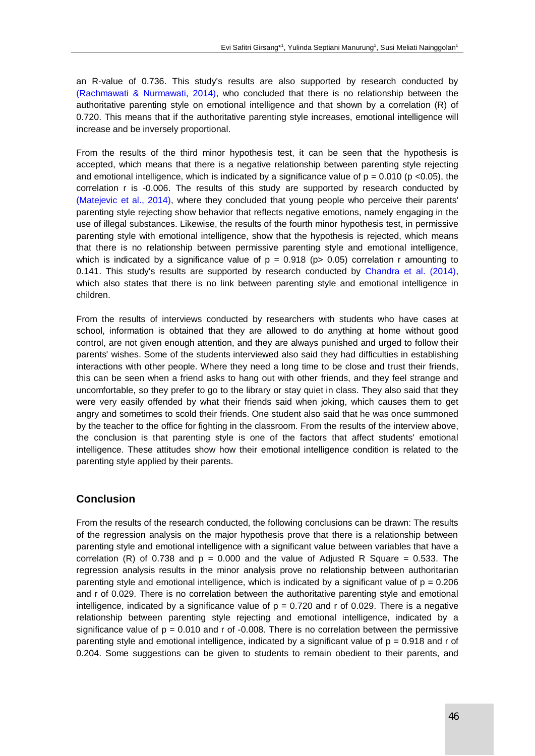an R-value of 0.736. This study's results are also supported by research conducted by (Rachmawati & Nurmawati, 2014), who concluded that there is no relationship between the authoritative parenting style on emotional intelligence and that shown by a correlation (R) of 0.720. This means that if the authoritative parenting style increases, emotional intelligence will increase and be inversely proportional.

From the results of the third minor hypothesis test, it can be seen that the hypothesis is accepted, which means that there is a negative relationship between parenting style rejecting and emotional intelligence, which is indicated by a significance value of $p = 0.010$ ($p < 0.05$), the correlation r is -0.006. The results of this study are supported by research conducted by (Matejevic et al., 2014), where they concluded that young people who perceive their parents' parenting style rejecting show behavior that reflects negative emotions, namely engaging in the use of illegal substances. Likewise, the results of the fourth minor hypothesis test, in permissive parenting style with emotional intelligence, show that the hypothesis is rejected, which means that there is no relationship between permissive parenting style and emotional intelligence, which is indicated by a significance value of $p = 0.918$ ($p > 0.05$) correlation r amounting to 0.141. This study's results are supported by research conducted by Chandra et al. (2014), which also states that there is no link between parenting style and emotional intelligence in children.

From the results of interviews conducted by researchers with students who have cases at school, information is obtained that they are allowed to do anything at home without good control, are not given enough attention, and they are always punished and urged to follow their parents' wishes. Some of the students interviewed also said they had difficulties in establishing interactions with other people. Where they need a long time to be close and trust their friends, this can be seen when a friend asks to hang out with other friends, and they feel strange and uncomfortable, so they prefer to go to the library or stay quiet in class. They also said that they were very easily offended by what their friends said when joking, which causes them to get angry and sometimes to scold their friends. One student also said that he was once summoned by the teacher to the office for fighting in the classroom. From the results of the interview above, the conclusion is that parenting style is one of the factors that affect students' emotional intelligence. These attitudes show how their emotional intelligence condition is related to the parenting style applied by their parents.

## Conclusion

From the results of the research conducted, the following conclusions can be drawn: The results of the regression analysis on the major hypothesis prove that there is a relationship between parenting style and emotional intelligence with a significant value between variables that have a correlation (R) of 0.738 and $p = 0.000$ and the value of Adjusted R Square = 0.533. The regression analysis results in the minor analysis prove no relationship between authoritarian parenting style and emotional intelligence, which is indicated by a significant value of $p = 0.206$ and r of 0.029. There is no correlation between the authoritative parenting style and emotional intelligence, indicated by a significance value of $p = 0.720$ and r of 0.029. There is a negative relationship between parenting style rejecting and emotional intelligence, indicated by a significance value of $p = 0.010$ and r of -0.008. There is no correlation between the permissive parenting style and emotional intelligence, indicated by a significant value of $p = 0.918$ and r of 0.204. Some suggestions can be given to students to remain obedient to their parents, and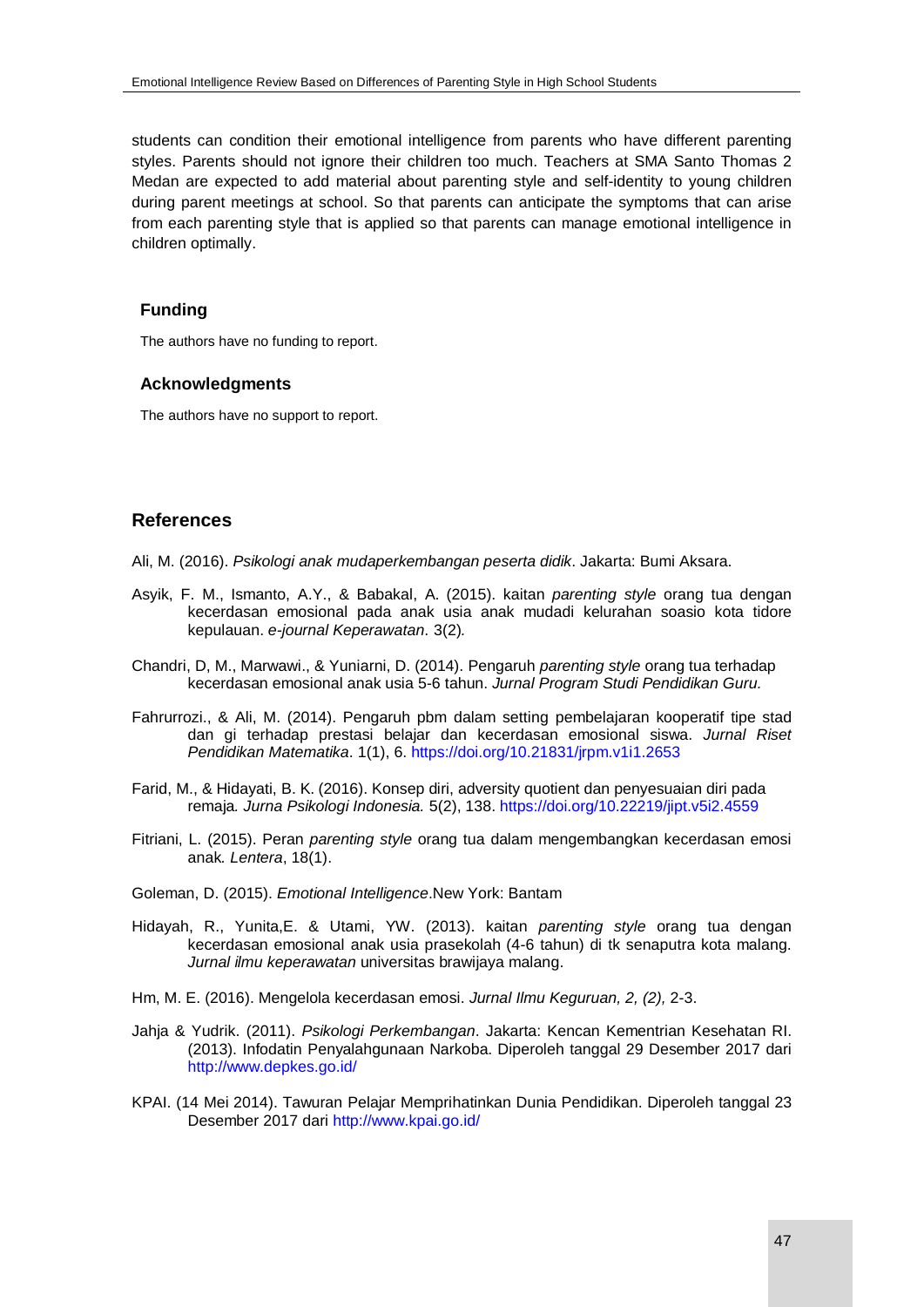students can condition their emotional intelligence from parents who have different parenting styles. Parents should not ignore their children too much. Teachers at SMA Santo Thomas 2 Medan are expected to add material about parenting style and self-identity to young children during parent meetings at school. So that parents can anticipate the symptoms that can arise from each parenting style that is applied so that parents can manage emotional intelligence in children optimally.

### Funding

The authors have no funding to report.

### Acknowledgments

The authors have no support to report.

## References

Ali, M. (2016). *Psikologi anak mudaperkembangan peserta didik*. Jakarta: Bumi Aksara.

Asyik, F. M., Ismanto, A.Y., & Babakal, A. (2015). kaitan *parenting style* orang tua dengan kecerdasan emosional pada anak usia anak mudadi kelurahan soasio kota tidore kepulauan. *e-journal Keperawatan*. 3(2).

Chandri, D, M., Marwawi., & Yuniarni, D. (2014). Pengaruh *parenting style* orang tua terhadap kecerdasan emosional anak usia 5-6 tahun. *Jurnal Program Studi Pendidikan Guru.*

Fahrurrozi., & Ali, M. (2014). Pengaruh pbm dalam setting pembelajaran kooperatif tipe stad dan gi terhadap prestasi belajar dan kecerdasan emosional siswa. *Jurnal Riset Pendidikan Matematika*. 1(1), 6. https://doi.org/10.21831/jrpm.v1i1.2653

Farid, M., & Hidayati, B. K. (2016). Konsep diri, adversity quotient dan penyesuaian diri pada remaja. *Jurna Psikologi Indonesia.* 5(2), 138. https://doi.org/10.22219/jipt.v5i2.4559

Fitriani, L. (2015). Peran *parenting style* orang tua dalam mengembangkan kecerdasan emosi anak. *Lentera*, 18(1).

Goleman, D. (2015). *Emotional Intelligence*.New York: Bantam

Hidayah, R., Yunita,E. & Utami, YW. (2013). kaitan *parenting style* orang tua dengan kecerdasan emosional anak usia prasekolah (4-6 tahun) di tk senaputra kota malang. *Jurnal ilmu keperawatan* universitas brawijaya malang.

Hm, M. E. (2016). Mengelola kecerdasan emosi. *Jurnal Ilmu Keguruan, 2, (2),* 2-3.

Jahja & Yudrik. (2011). *Psikologi Perkembangan*. Jakarta: Kencan Kementrian Kesehatan RI. (2013). Infodatin Penyalahgunaan Narkoba. Diperoleh tanggal 29 Desember 2017 dari http://www.depkes.go.id/

KPAI. (14 Mei 2014). Tawuran Pelajar Memprihatinkan Dunia Pendidikan. Diperoleh tanggal 23 Desember 2017 dari http://www.kpai.go.id/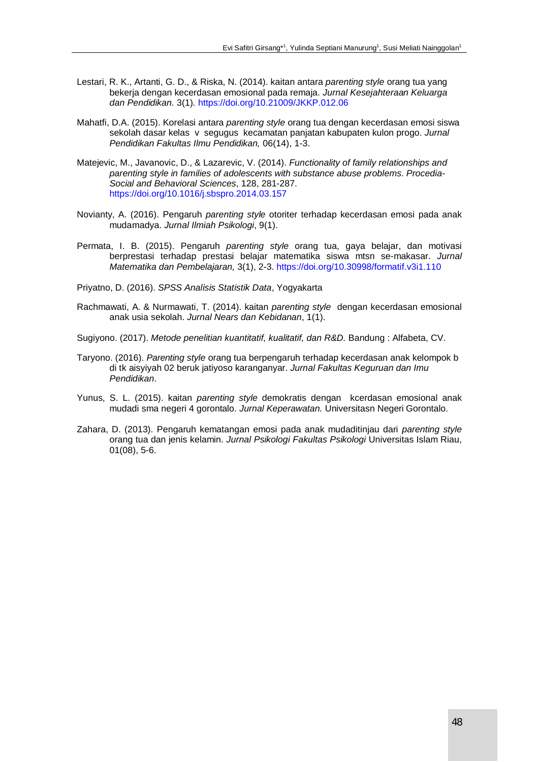Lestari, R. K., Artanti, G. D., & Riska, N. (2014). kaitan antara *parenting style* orang tua yang bekerja dengan kecerdasan emosional pada remaja. *Jurnal Kesejahteraan Keluarga dan Pendidikan.* 3(1). https://doi.org/10.21009/JKKP.012.06

Mahatfi, D.A. (2015). Korelasi antara *parenting style* orang tua dengan kecerdasan emosi siswa sekolah dasar kelas v segugus kecamatan panjatan kabupaten kulon progo. *Jurnal Pendidikan Fakultas Ilmu Pendidikan,* 06(14), 1-3.

Matejevic, M., Javanovic, D., & Lazarevic, V. (2014). *Functionality of family relationships and parenting style in families of adolescents with substance abuse problems. Procedia-Social and Behavioral Sciences*, 128, 281-287. https://doi.org/10.1016/j.sbspro.2014.03.157

Novianty, A. (2016). Pengaruh *parenting style* otoriter terhadap kecerdasan emosi pada anak mudamadya. *Jurnal Ilmiah Psikologi*, 9(1).

Permata, I. B. (2015). Pengaruh *parenting style* orang tua, gaya belajar, dan motivasi berprestasi terhadap prestasi belajar matematika siswa mtsn se-makasar. *Jurnal Matematika dan Pembelajaran,* 3(1), 2-3. https://doi.org/10.30998/formatif.v3i1.110

Priyatno, D. (2016). *SPSS Analisis Statistik Data*, Yogyakarta

Rachmawati, A. & Nurmawati, T. (2014). kaitan *parenting style* dengan kecerdasan emosional anak usia sekolah. *Jurnal Nears dan Kebidanan*, 1(1).

Sugiyono. (2017). *Metode penelitian kuantitatif, kualitatif, dan R&D.* Bandung : Alfabeta, CV.

Taryono. (2016). *Parenting style* orang tua berpengaruh terhadap kecerdasan anak kelompok b di tk aisyiyah 02 beruk jatiyoso karanganyar. *Jurnal Fakultas Keguruan dan Imu Pendidikan*.

Yunus, S. L. (2015). kaitan *parenting style* demokratis dengan kcerdasan emosional anak mudadi sma negeri 4 gorontalo. *Jurnal Keperawatan.* Universitasn Negeri Gorontalo.

Zahara, D. (2013). Pengaruh kematangan emosi pada anak mudaditinjau dari *parenting style* orang tua dan jenis kelamin. *Jurnal Psikologi Fakultas Psikologi* Universitas Islam Riau, 01(08), 5-6.